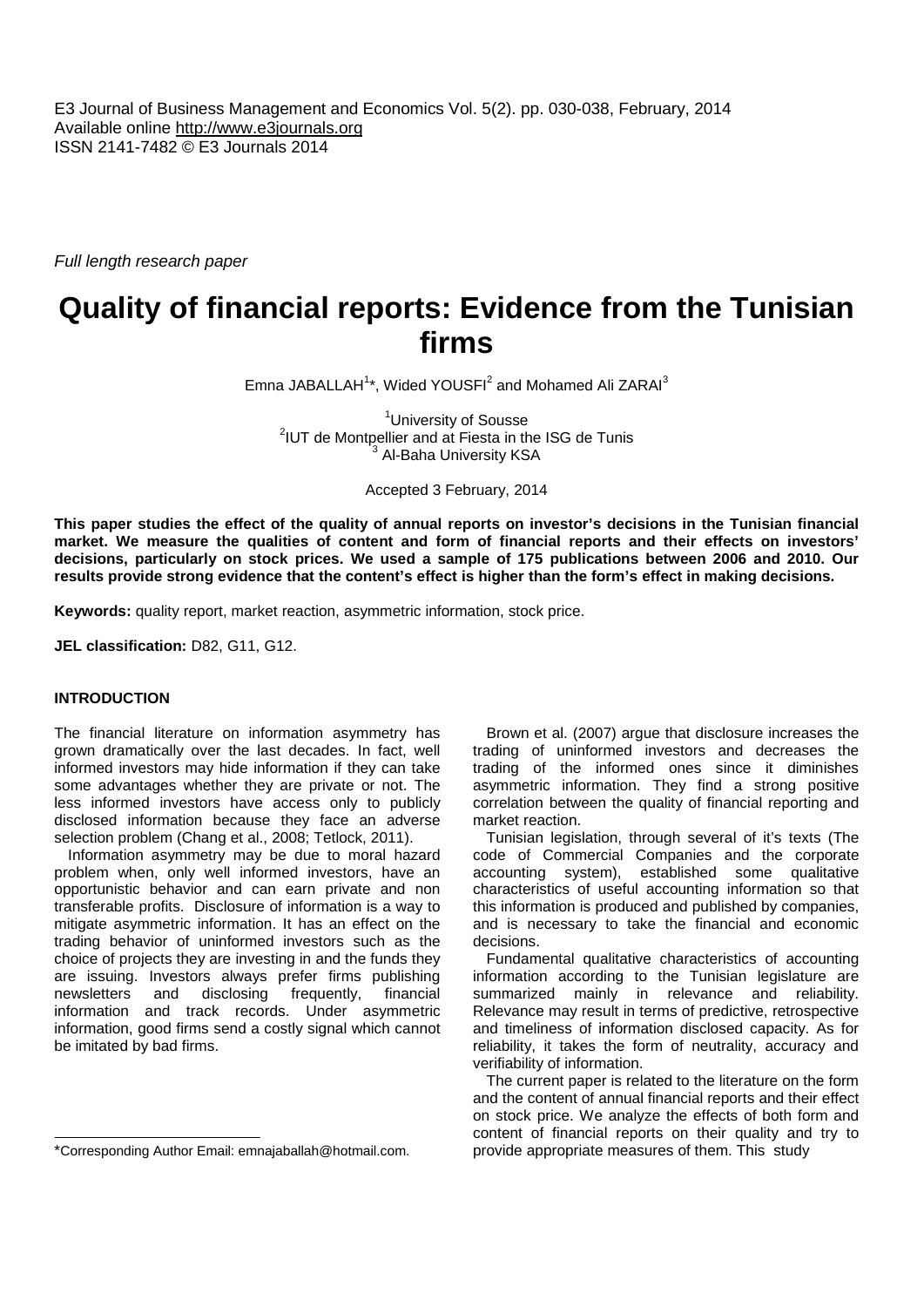E3 Journal of Business Management and Economics Vol. 5(2). pp. 030-038, February, 2014
Available online http://www.e3journals.org
ISSN 2141-7482 © E3 Journals 2014

*Full length research paper*

# Quality of financial reports: Evidence from the Tunisian firms

Emna JABALLAH[1]*, Wided YOUSFI[2] and Mohamed Ali ZARAI[3]

[1]University of Sousse
[2]IUT de Montpellier and at Fiesta in the ISG de Tunis
[3] Al-Baha University KSA

Accepted 3 February, 2014

**This paper studies the effect of the quality of annual reports on investor's decisions in the Tunisian financial market. We measure the qualities of content and form of financial reports and their effects on investors' decisions, particularly on stock prices. We used a sample of 175 publications between 2006 and 2010. Our results provide strong evidence that the content's effect is higher than the form's effect in making decisions.**

**Keywords:** quality report, market reaction, asymmetric information, stock price.

**JEL classification:** D82, G11, G12.

## INTRODUCTION

The financial literature on information asymmetry has grown dramatically over the last decades. In fact, well informed investors may hide information if they can take some advantages whether they are private or not. The less informed investors have access only to publicly disclosed information because they face an adverse selection problem (Chang et al., 2008; Tetlock, 2011).

Information asymmetry may be due to moral hazard problem when, only well informed investors, have an opportunistic behavior and can earn private and non transferable profits. Disclosure of information is a way to mitigate asymmetric information. It has an effect on the trading behavior of uninformed investors such as the choice of projects they are investing in and the funds they are issuing. Investors always prefer firms publishing newsletters and disclosing frequently, financial information and track records. Under asymmetric information, good firms send a costly signal which cannot be imitated by bad firms.

Brown et al. (2007) argue that disclosure increases the trading of uninformed investors and decreases the trading of the informed ones since it diminishes asymmetric information. They find a strong positive correlation between the quality of financial reporting and market reaction.

Tunisian legislation, through several of it's texts (The code of Commercial Companies and the corporate accounting system), established some qualitative characteristics of useful accounting information so that this information is produced and published by companies, and is necessary to take the financial and economic decisions.

Fundamental qualitative characteristics of accounting information according to the Tunisian legislature are summarized mainly in relevance and reliability. Relevance may result in terms of predictive, retrospective and timeliness of information disclosed capacity. As for reliability, it takes the form of neutrality, accuracy and verifiability of information.

The current paper is related to the literature on the form and the content of annual financial reports and their effect on stock price. We analyze the effects of both form and content of financial reports on their quality and try to provide appropriate measures of them. This study

*Corresponding Author Email: emnajaballah@hotmail.com.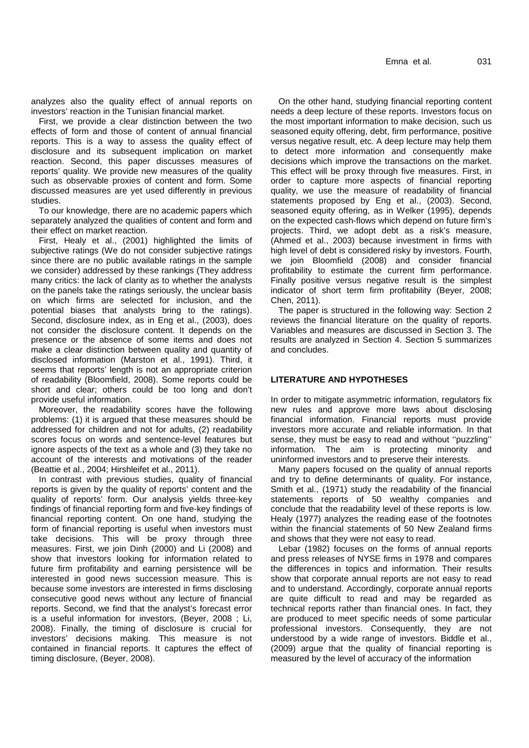analyzes also the quality effect of annual reports on investors' reaction in the Tunisian financial market.

First, we provide a clear distinction between the two effects of form and those of content of annual financial reports. This is a way to assess the quality effect of disclosure and its subsequent implication on market reaction. Second, this paper discusses measures of reports' quality. We provide new measures of the quality such as observable proxies of content and form. Some discussed measures are yet used differently in previous studies.

To our knowledge, there are no academic papers which separately analyzed the qualities of content and form and their effect on market reaction.

First, Healy et al., (2001) highlighted the limits of subjective ratings (We do not consider subjective ratings since there are no public available ratings in the sample we consider) addressed by these rankings (They address many critics: the lack of clarity as to whether the analysts on the panels take the ratings seriously, the unclear basis on which firms are selected for inclusion, and the potential biases that analysts bring to the ratings). Second, disclosure index, as in Eng et al., (2003), does not consider the disclosure content. It depends on the presence or the absence of some items and does not make a clear distinction between quality and quantity of disclosed information (Marston et al., 1991). Third, it seems that reports' length is not an appropriate criterion of readability (Bloomfield, 2008). Some reports could be short and clear; others could be too long and don't provide useful information.

Moreover, the readability scores have the following problems: (1) it is argued that these measures should be addressed for children and not for adults, (2) readability scores focus on words and sentence-level features but ignore aspects of the text as a whole and (3) they take no account of the interests and motivations of the reader (Beattie et al., 2004; Hirshleifet et al., 2011).

In contrast with previous studies, quality of financial reports is given by the quality of reports' content and the quality of reports' form. Our analysis yields three-key findings of financial reporting form and five-key findings of financial reporting content. On one hand, studying the form of financial reporting is useful when investors must take decisions. This will be proxy through three measures. First, we join Dinh (2000) and Li (2008) and show that investors looking for information related to future firm profitability and earning persistence will be interested in good news succession measure. This is because some investors are interested in firms disclosing consecutive good news without any lecture of financial reports. Second, we find that the analyst's forecast error is a useful information for investors, (Beyer, 2008 ; Li, 2008). Finally, the timing of disclosure is crucial for investors' decisions making. This measure is not contained in financial reports. It captures the effect of timing disclosure, (Beyer, 2008).

On the other hand, studying financial reporting content needs a deep lecture of these reports. Investors focus on the most important information to make decision, such us seasoned equity offering, debt, firm performance, positive versus negative result, etc. A deep lecture may help them to detect more information and consequently make decisions which improve the transactions on the market. This effect will be proxy through five measures. First, in order to capture more aspects of financial reporting quality, we use the measure of readability of financial statements proposed by Eng et al., (2003). Second, seasoned equity offering, as in Welker (1995), depends on the expected cash-flows which depend on future firm's projects. Third, we adopt debt as a risk's measure, (Ahmed et al., 2003) because investment in firms with high level of debt is considered risky by investors. Fourth, we join Bloomfield (2008) and consider financial profitability to estimate the current firm performance. Finally positive versus negative result is the simplest indicator of short term firm profitability (Beyer, 2008; Chen, 2011).

The paper is structured in the following way: Section 2 reviews the financial literature on the quality of reports. Variables and measures are discussed in Section 3. The results are analyzed in Section 4. Section 5 summarizes and concludes.

## LITERATURE AND HYPOTHESES

In order to mitigate asymmetric information, regulators fix new rules and approve more laws about disclosing financial information. Financial reports must provide investors more accurate and reliable information. In that sense, they must be easy to read and without ''puzzling'' information. The aim is protecting minority and uninformed investors and to preserve their interests.

Many papers focused on the quality of annual reports and try to define determinants of quality. For instance, Smith et al., (1971) study the readability of the financial statements reports of 50 wealthy companies and conclude that the readability level of these reports is low. Healy (1977) analyzes the reading ease of the footnotes within the financial statements of 50 New Zealand firms and shows that they were not easy to read.

Lebar (1982) focuses on the forms of annual reports and press releases of NYSE firms in 1978 and compares the differences in topics and information. Their results show that corporate annual reports are not easy to read and to understand. Accordingly, corporate annual reports are quite difficult to read and may be regarded as technical reports rather than financial ones. In fact, they are produced to meet specific needs of some particular professional investors. Consequently, they are not understood by a wide range of investors. Biddle et al., (2009) argue that the quality of financial reporting is measured by the level of accuracy of the information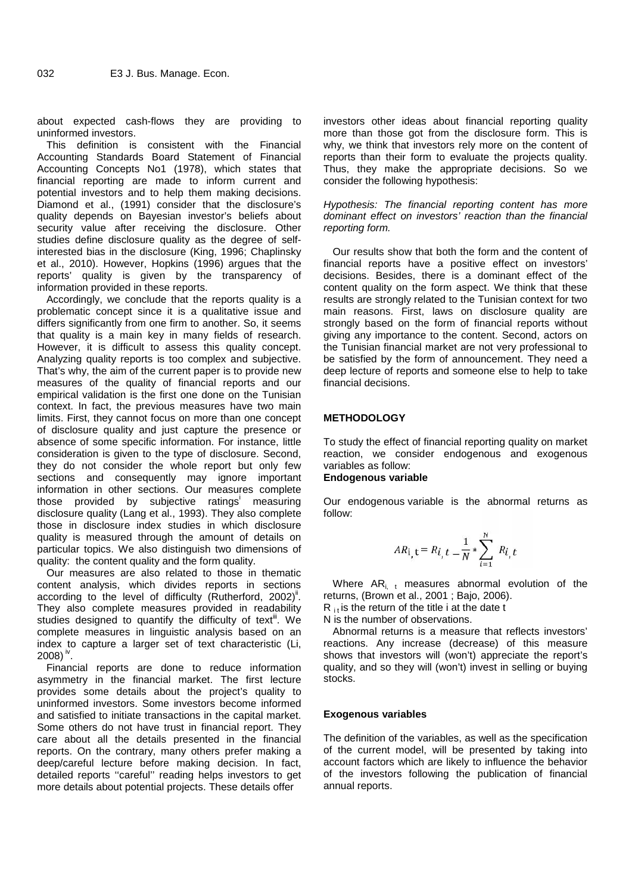about expected cash-flows they are providing to uninformed investors.

This definition is consistent with the Financial Accounting Standards Board Statement of Financial Accounting Concepts No1 (1978), which states that financial reporting are made to inform current and potential investors and to help them making decisions. Diamond et al., (1991) consider that the disclosure's quality depends on Bayesian investor's beliefs about security value after receiving the disclosure. Other studies define disclosure quality as the degree of self-interested bias in the disclosure (King, 1996; Chaplinsky et al., 2010). However, Hopkins (1996) argues that the reports' quality is given by the transparency of information provided in these reports.

Accordingly, we conclude that the reports quality is a problematic concept since it is a qualitative issue and differs significantly from one firm to another. So, it seems that quality is a main key in many fields of research. However, it is difficult to assess this quality concept. Analyzing quality reports is too complex and subjective. That's why, the aim of the current paper is to provide new measures of the quality of financial reports and our empirical validation is the first one done on the Tunisian context. In fact, the previous measures have two main limits. First, they cannot focus on more than one concept of disclosure quality and just capture the presence or absence of some specific information. For instance, little consideration is given to the type of disclosure. Second, they do not consider the whole report but only few sections and consequently may ignore important information in other sections. Our measures complete those provided by subjective ratings[i] measuring disclosure quality (Lang et al., 1993). They also complete those in disclosure index studies in which disclosure quality is measured through the amount of details on particular topics. We also distinguish two dimensions of quality: the content quality and the form quality.

Our measures are also related to those in thematic content analysis, which divides reports in sections according to the level of difficulty (Rutherford, 2002)[ii]. They also complete measures provided in readability studies designed to quantify the difficulty of text[iii]. We complete measures in linguistic analysis based on an index to capture a larger set of text characteristic (Li, 2008)[iv].

Financial reports are done to reduce information asymmetry in the financial market. The first lecture provides some details about the project's quality to uninformed investors. Some investors become informed and satisfied to initiate transactions in the capital market. Some others do not have trust in financial report. They care about all the details presented in the financial reports. On the contrary, many others prefer making a deep/careful lecture before making decision. In fact, detailed reports ''careful'' reading helps investors to get more details about potential projects. These details offer investors other ideas about financial reporting quality more than those got from the disclosure form. This is why, we think that investors rely more on the content of reports than their form to evaluate the projects quality. Thus, they make the appropriate decisions. So we consider the following hypothesis:

*Hypothesis: The financial reporting content has more dominant effect on investors' reaction than the financial reporting form.*

Our results show that both the form and the content of financial reports have a positive effect on investors' decisions. Besides, there is a dominant effect of the content quality on the form aspect. We think that these results are strongly related to the Tunisian context for two main reasons. First, laws on disclosure quality are strongly based on the form of financial reports without giving any importance to the content. Second, actors on the Tunisian financial market are not very professional to be satisfied by the form of announcement. They need a deep lecture of reports and someone else to help to take financial decisions.

## METHODOLOGY

To study the effect of financial reporting quality on market reaction, we consider endogenous and exogenous variables as follow:

### Endogenous variable

Our endogenous variable is the abnormal returns as follow:

$$AR_{i,t} = R_{i,t} - \frac{1}{N} * \sum_{i=1}^{N} R_{i,t}$$

Where $AR_{i,t}$ measures abnormal evolution of the returns, (Brown et al., 2001 ; Bajo, 2006).

$R_{i\,t}$ is the return of the title i at the date t

N is the number of observations.

Abnormal returns is a measure that reflects investors' reactions. Any increase (decrease) of this measure shows that investors will (won't) appreciate the report's quality, and so they will (won't) invest in selling or buying stocks.

### Exogenous variables

The definition of the variables, as well as the specification of the current model, will be presented by taking into account factors which are likely to influence the behavior of the investors following the publication of financial annual reports.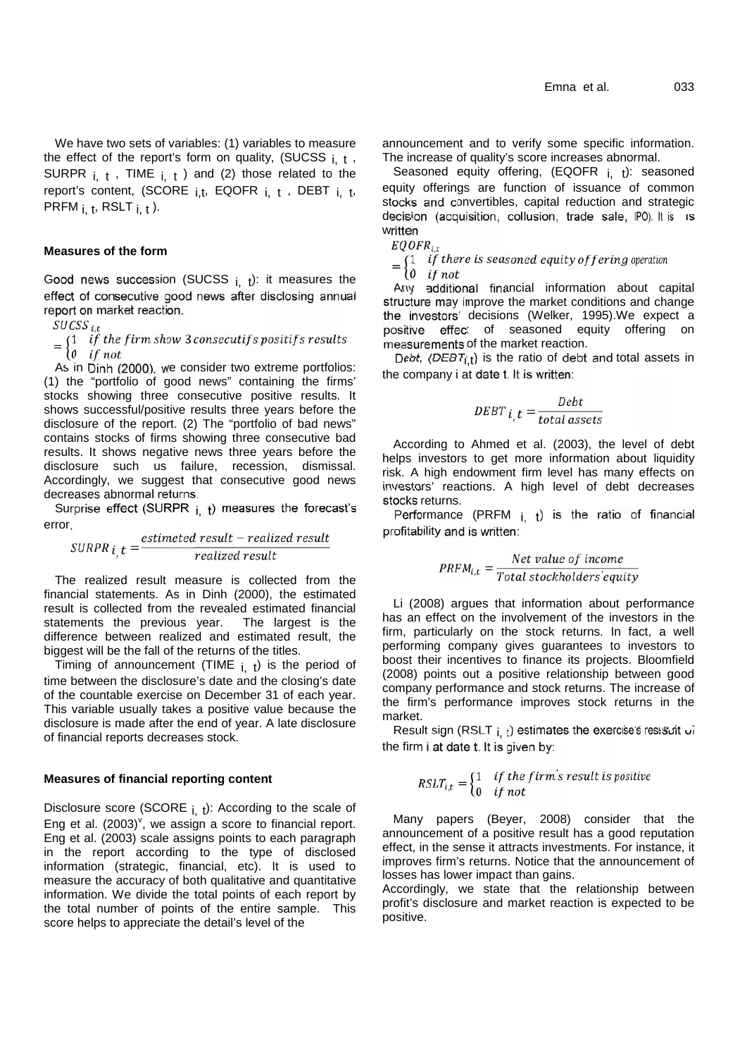We have two sets of variables: (1) variables to measure the effect of the report's form on quality, ($SUCSS_{i,t}$, $SURPR_{i,t}$, $TIME_{i,t}$) and (2) those related to the report's content, ($SCORE_{i,t}$, $EQOFR_{i,t}$, $DEBT_{i,t}$, $PRFM_{i,t}$, $RSLT_{i,t}$).

### Measures of the form

Good news succession ($SUCSS_{i,t}$): it measures the effect of consecutive good news after disclosing annual report on market reaction.

$$SUCSS_{i,t} = \begin{cases} 1 & \text{if the firm show 3 consecutifs positifs results} \\ 0 & \text{if not} \end{cases}$$

As in Dinh (2000), we consider two extreme portfolios: (1) the "portfolio of good news" containing the firms' stocks showing three consecutive positive results. It shows successful/positive results three years before the disclosure of the report. (2) The "portfolio of bad news" contains stocks of firms showing three consecutive bad results. It shows negative news three years before the disclosure such us failure, recession, dismissal. Accordingly, we suggest that consecutive good news decreases abnormal returns.

Surprise effect ($SURPR_{i,t}$) measures the forecast's error.

$$SURPR_{i,t} = \frac{\text{estimeted result} - \text{realized result}}{\text{realized result}}$$

The realized result measure is collected from the financial statements. As in Dinh (2000), the estimated result is collected from the revealed estimated financial statements the previous year. The largest is the difference between realized and estimated result, the biggest will be the fall of the returns of the titles.

Timing of announcement ($TIME_{i,t}$) is the period of time between the disclosure's date and the closing's date of the countable exercise on December 31 of each year. This variable usually takes a positive value because the disclosure is made after the end of year. A late disclosure of financial reports decreases stock.

### Measures of financial reporting content

Disclosure score ($SCORE_{i,t}$): According to the scale of Eng et al. (2003)[v], we assign a score to financial report. Eng et al. (2003) scale assigns points to each paragraph in the report according to the type of disclosed information (strategic, financial, etc). It is used to measure the accuracy of both qualitative and quantitative information. We divide the total points of each report by the total number of points of the entire sample. This score helps to appreciate the detail's level of the announcement and to verify some specific information. The increase of quality's score increases abnormal.

Seasoned equity offering, ($EQOFR_{i,t}$): seasoned equity offerings are function of issuance of common stocks and convertibles, capital reduction and strategic decision (acquisition, collusion, trade sale, IPO). It is written

$$EQOFR_{i,t} = \begin{cases} 1 & \text{if there is seasoned equity offering operation} \\ 0 & \text{if not} \end{cases}$$

Any additional financial information about capital structure may improve the market conditions and change the investors' decisions (Welker, 1995).We expect a positive effect of seasoned equity offering on measurements of the market reaction.

Debt, ($DEBT_{i,t}$) is the ratio of debt and total assets in the company i at date t. It is written:

$$DEBT_{i,t} = \frac{Debt}{total\ assets}$$

According to Ahmed et al. (2003), the level of debt helps investors to get more information about liquidity risk. A high endowment firm level has many effects on investors' reactions. A high level of debt decreases stocks returns.

Performance ($PRFM_{i,t}$) is the ratio of financial profitability and is written:

$$PRFM_{i,t} = \frac{\text{Net value of income}}{\text{Total stockholders' equity}}$$

Li (2008) argues that information about performance has an effect on the involvement of the investors in the firm, particularly on the stock returns. In fact, a well performing company gives guarantees to investors to boost their incentives to finance its projects. Bloomfield (2008) points out a positive relationship between good company performance and stock returns. The increase of the firm's performance improves stock returns in the market.

Result sign ($RSLT_{i,t}$) estimates the exercise's result of the firm i at date t. It is given by:

$$RSLT_{i,t} = \begin{cases} 1 & \text{if the firm's result is positive} \\ 0 & \text{if not} \end{cases}$$

Many papers (Beyer, 2008) consider that the announcement of a positive result has a good reputation effect, in the sense it attracts investments. For instance, it improves firm's returns. Notice that the announcement of losses has lower impact than gains.

Accordingly, we state that the relationship between profit's disclosure and market reaction is expected to be positive.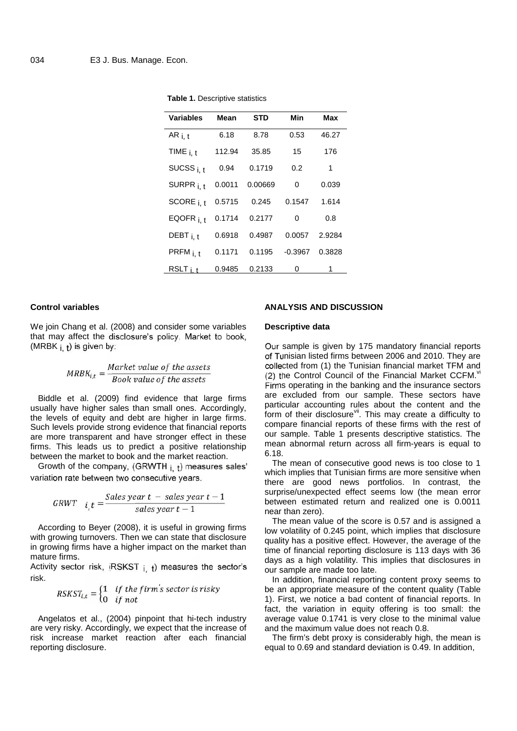**Table 1.** Descriptive statistics

| Variables | Mean | STD | Min | Max |
|---|---|---|---|---|
| $AR_{i,t}$ | 6.18 | 8.78 | 0.53 | 46.27 |
| $TIME_{i,t}$ | 112.94 | 35.85 | 15 | 176 |
| $SUCSS_{i,t}$ | 0.94 | 0.1719 | 0.2 | 1 |
| $SURPR_{i,t}$ | 0.0011 | 0.00669 | 0 | 0.039 |
| $SCORE_{i,t}$ | 0.5715 | 0.245 | 0.1547 | 1.614 |
| $EQOFR_{i,t}$ | 0.1714 | 0.2177 | 0 | 0.8 |
| $DEBT_{i,t}$ | 0.6918 | 0.4987 | 0.0057 | 2.9284 |
| $PRFM_{i,t}$ | 0.1171 | 0.1195 | -0.3967 | 0.3828 |
| $RSLT_{i,t}$ | 0.9485 | 0.2133 | 0 | 1 |

**Control variables**

We join Chang et al. (2008) and consider some variables that may affect the disclosure's policy. Market to book, ($MRBK_{i,t}$) is given by:

$$MRBK_{i,t} = \frac{Market\ value\ of\ the\ assets}{Book\ value\ of\ the\ assets}$$

Biddle et al. (2009) find evidence that large firms usually have higher sales than small ones. Accordingly, the levels of equity and debt are higher in large firms. Such levels provide strong evidence that financial reports are more transparent and have stronger effect in these firms. This leads us to predict a positive relationship between the market to book and the market reaction.

Growth of the company, ($GRWTH_{i,t}$) measures sales' variation rate between two consecutive years.

$$GRWT_{i,t} = \frac{Sales\ year\ t - sales\ year\ t-1}{sales\ year\ t-1}$$

According to Beyer (2008), it is useful in growing firms with growing turnovers. Then we can state that disclosure in growing firms have a higher impact on the market than mature firms.

Activity sector risk, ($RSKST_{i,t}$) measures the sector's risk.

$$RSKST_{i,t} = \begin{cases} 1 & if\ the\ firm's\ sector\ is\ risky \\ 0 & if\ not \end{cases}$$

Angelatos et al., (2004) pinpoint that hi-tech industry are very risky. Accordingly, we expect that the increase of risk increase market reaction after each financial reporting disclosure.

**ANALYSIS AND DISCUSSION**

**Descriptive data**

Our sample is given by 175 mandatory financial reports of Tunisian listed firms between 2006 and 2010. They are collected from (1) the Tunisian financial market TFM and (2) the Control Council of the Financial Market CCFM.[vi] Firms operating in the banking and the insurance sectors are excluded from our sample. These sectors have particular accounting rules about the content and the form of their disclosure[vii]. This may create a difficulty to compare financial reports of these firms with the rest of our sample. Table 1 presents descriptive statistics. The mean abnormal return across all firm-years is equal to 6.18.

The mean of consecutive good news is too close to 1 which implies that Tunisian firms are more sensitive when there are good news portfolios. In contrast, the surprise/unexpected effect seems low (the mean error between estimated return and realized one is 0.0011 near than zero).

The mean value of the score is 0.57 and is assigned a low volatility of 0.245 point, which implies that disclosure quality has a positive effect. However, the average of the time of financial reporting disclosure is 113 days with 36 days as a high volatility. This implies that disclosures in our sample are made too late.

In addition, financial reporting content proxy seems to be an appropriate measure of the content quality (Table 1). First, we notice a bad content of financial reports. In fact, the variation in equity offering is too small: the average value 0.1741 is very close to the minimal value and the maximum value does not reach 0.8.

The firm's debt proxy is considerably high, the mean is equal to 0.69 and standard deviation is 0.49. In addition,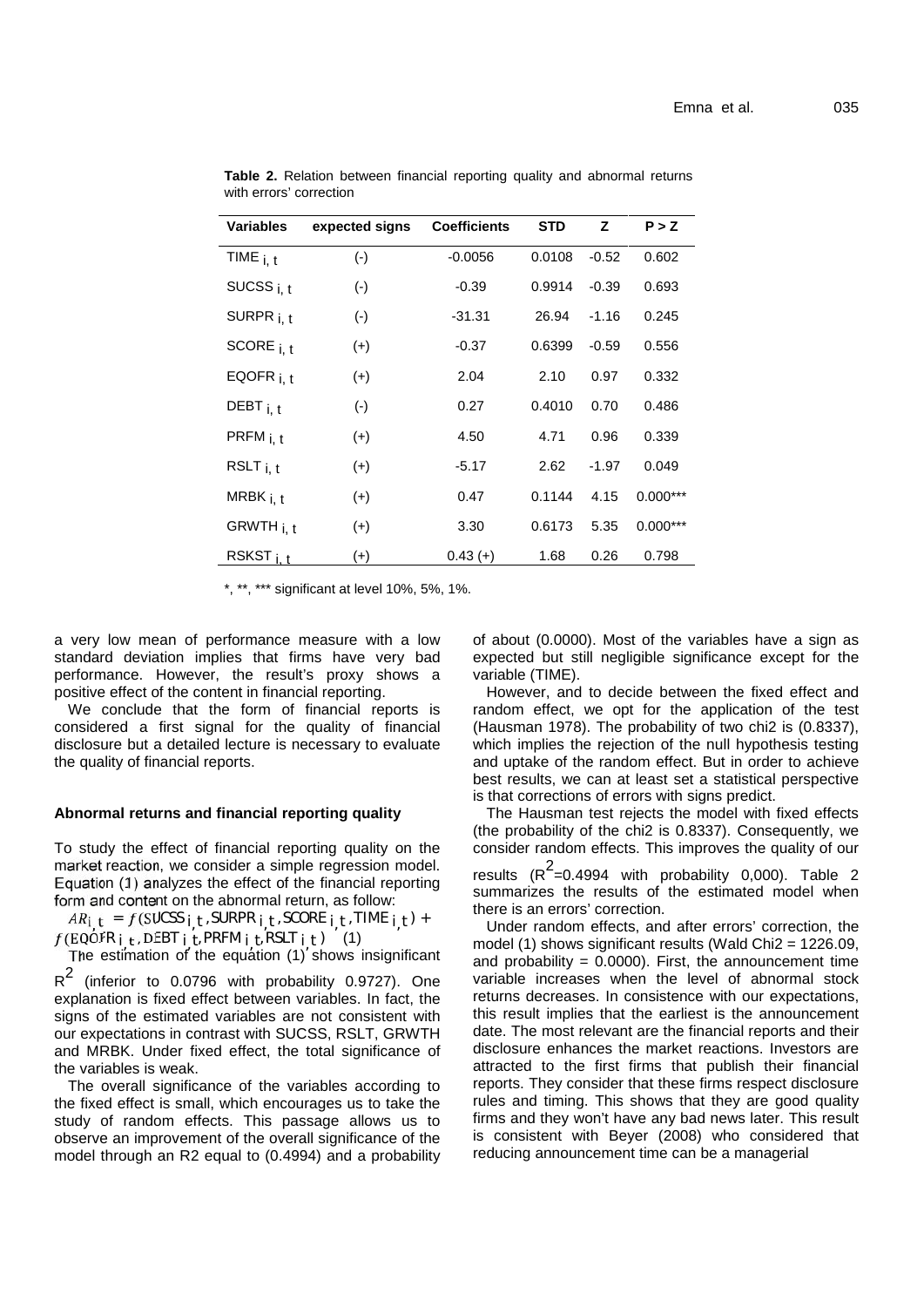**Table 2.** Relation between financial reporting quality and abnormal returns with errors' correction

| Variables | expected signs | Coefficients | STD | Z | P > Z |
|---|---|---|---|---|---|
| $TIME_{i,t}$ | (-) | -0.0056 | 0.0108 | -0.52 | 0.602 |
| $SUCSS_{i,t}$ | (-) | -0.39 | 0.9914 | -0.39 | 0.693 |
| $SURPR_{i,t}$ | (-) | -31.31 | 26.94 | -1.16 | 0.245 |
| $SCORE_{i,t}$ | (+) | -0.37 | 0.6399 | -0.59 | 0.556 |
| $EQOFR_{i,t}$ | (+) | 2.04 | 2.10 | 0.97 | 0.332 |
| $DEBT_{i,t}$ | (-) | 0.27 | 0.4010 | 0.70 | 0.486 |
| $PRFM_{i,t}$ | (+) | 4.50 | 4.71 | 0.96 | 0.339 |
| $RSLT_{i,t}$ | (+) | -5.17 | 2.62 | -1.97 | 0.049 |
| $MRBK_{i,t}$ | (+) | 0.47 | 0.1144 | 4.15 | 0.000*** |
| $GRWTH_{i,t}$ | (+) | 3.30 | 0.6173 | 5.35 | 0.000*** |
| $RSKST_{i,t}$ | (+) | 0.43 (+) | 1.68 | 0.26 | 0.798 |

*, **, *** significant at level 10%, 5%, 1%.

a very low mean of performance measure with a low standard deviation implies that firms have very bad performance. However, the result's proxy shows a positive effect of the content in financial reporting.

We conclude that the form of financial reports is considered a first signal for the quality of financial disclosure but a detailed lecture is necessary to evaluate the quality of financial reports.

### Abnormal returns and financial reporting quality

To study the effect of financial reporting quality on the market reaction, we consider a simple regression model. Equation (1) analyzes the effect of the financial reporting form and content on the abnormal return, as follow:

$$AR_{i,t} = f(SUCSS_{i,t}, SURPR_{i,t}, SCORE_{i,t}, TIME_{i,t}) + f(EQOFR_{i,t}, DEBT_{i,t}, PRFM_{i,t}, RSLT_{i,t}) \quad (1)$$

The estimation of the equation (1) shows insignificant $R^2$ (inferior to 0.0796 with probability 0.9727). One explanation is fixed effect between variables. In fact, the signs of the estimated variables are not consistent with our expectations in contrast with SUCSS, RSLT, GRWTH and MRBK. Under fixed effect, the total significance of the variables is weak.

The overall significance of the variables according to the fixed effect is small, which encourages us to take the study of random effects. This passage allows us to observe an improvement of the overall significance of the model through an R2 equal to (0.4994) and a probability of about (0.0000). Most of the variables have a sign as expected but still negligible significance except for the variable (TIME).

However, and to decide between the fixed effect and random effect, we opt for the application of the test (Hausman 1978). The probability of two chi2 is (0.8337), which implies the rejection of the null hypothesis testing and uptake of the random effect. But in order to achieve best results, we can at least set a statistical perspective is that corrections of errors with signs predict.

The Hausman test rejects the model with fixed effects (the probability of the chi2 is 0.8337). Consequently, we consider random effects. This improves the quality of our results ($R^2$=0.4994 with probability 0,000). Table 2 summarizes the results of the estimated model when there is an errors' correction.

Under random effects, and after errors' correction, the model (1) shows significant results (Wald Chi2 = 1226.09, and probability = 0.0000). First, the announcement time variable increases when the level of abnormal stock returns decreases. In consistence with our expectations, this result implies that the earliest is the announcement date. The most relevant are the financial reports and their disclosure enhances the market reactions. Investors are attracted to the first firms that publish their financial reports. They consider that these firms respect disclosure rules and timing. This shows that they are good quality firms and they won't have any bad news later. This result is consistent with Beyer (2008) who considered that reducing announcement time can be a managerial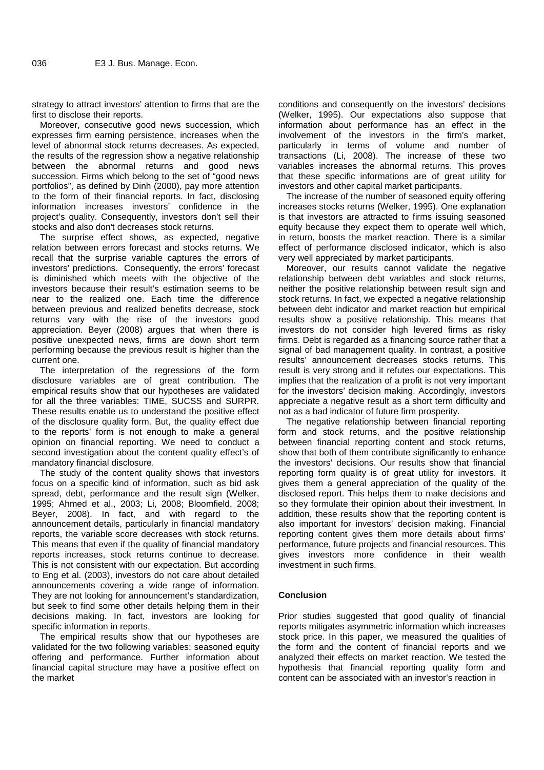strategy to attract investors' attention to firms that are the first to disclose their reports.

Moreover, consecutive good news succession, which expresses firm earning persistence, increases when the level of abnormal stock returns decreases. As expected, the results of the regression show a negative relationship between the abnormal returns and good news succession. Firms which belong to the set of "good news portfolios", as defined by Dinh (2000), pay more attention to the form of their financial reports. In fact, disclosing information increases investors' confidence in the project's quality. Consequently, investors don't sell their stocks and also don't decreases stock returns.

The surprise effect shows, as expected, negative relation between errors forecast and stocks returns. We recall that the surprise variable captures the errors of investors' predictions. Consequently, the errors' forecast is diminished which meets with the objective of the investors because their result's estimation seems to be near to the realized one. Each time the difference between previous and realized benefits decrease, stock returns vary with the rise of the investors good appreciation. Beyer (2008) argues that when there is positive unexpected news, firms are down short term performing because the previous result is higher than the current one.

The interpretation of the regressions of the form disclosure variables are of great contribution. The empirical results show that our hypotheses are validated for all the three variables: TIME, SUCSS and SURPR. These results enable us to understand the positive effect of the disclosure quality form. But, the quality effect due to the reports' form is not enough to make a general opinion on financial reporting. We need to conduct a second investigation about the content quality effect's of mandatory financial disclosure.

The study of the content quality shows that investors focus on a specific kind of information, such as bid ask spread, debt, performance and the result sign (Welker, 1995; Ahmed et al., 2003; Li, 2008; Bloomfield, 2008; Beyer, 2008). In fact, and with regard to the announcement details, particularly in financial mandatory reports, the variable score decreases with stock returns. This means that even if the quality of financial mandatory reports increases, stock returns continue to decrease. This is not consistent with our expectation. But according to Eng et al. (2003), investors do not care about detailed announcements covering a wide range of information. They are not looking for announcement's standardization, but seek to find some other details helping them in their decisions making. In fact, investors are looking for specific information in reports.

The empirical results show that our hypotheses are validated for the two following variables: seasoned equity offering and performance. Further information about financial capital structure may have a positive effect on the market conditions and consequently on the investors' decisions (Welker, 1995). Our expectations also suppose that information about performance has an effect in the involvement of the investors in the firm's market, particularly in terms of volume and number of transactions (Li, 2008). The increase of these two variables increases the abnormal returns. This proves that these specific informations are of great utility for investors and other capital market participants.

The increase of the number of seasoned equity offering increases stocks returns (Welker, 1995). One explanation is that investors are attracted to firms issuing seasoned equity because they expect them to operate well which, in return, boosts the market reaction. There is a similar effect of performance disclosed indicator, which is also very well appreciated by market participants.

Moreover, our results cannot validate the negative relationship between debt variables and stock returns, neither the positive relationship between result sign and stock returns. In fact, we expected a negative relationship between debt indicator and market reaction but empirical results show a positive relationship. This means that investors do not consider high levered firms as risky firms. Debt is regarded as a financing source rather that a signal of bad management quality. In contrast, a positive results' announcement decreases stocks returns. This result is very strong and it refutes our expectations. This implies that the realization of a profit is not very important for the investors' decision making. Accordingly, investors appreciate a negative result as a short term difficulty and not as a bad indicator of future firm prosperity.

The negative relationship between financial reporting form and stock returns, and the positive relationship between financial reporting content and stock returns, show that both of them contribute significantly to enhance the investors' decisions. Our results show that financial reporting form quality is of great utility for investors. It gives them a general appreciation of the quality of the disclosed report. This helps them to make decisions and so they formulate their opinion about their investment. In addition, these results show that the reporting content is also important for investors' decision making. Financial reporting content gives them more details about firms' performance, future projects and financial resources. This gives investors more confidence in their wealth investment in such firms.

## Conclusion

Prior studies suggested that good quality of financial reports mitigates asymmetric information which increases stock price. In this paper, we measured the qualities of the form and the content of financial reports and we analyzed their effects on market reaction. We tested the hypothesis that financial reporting quality form and content can be associated with an investor's reaction in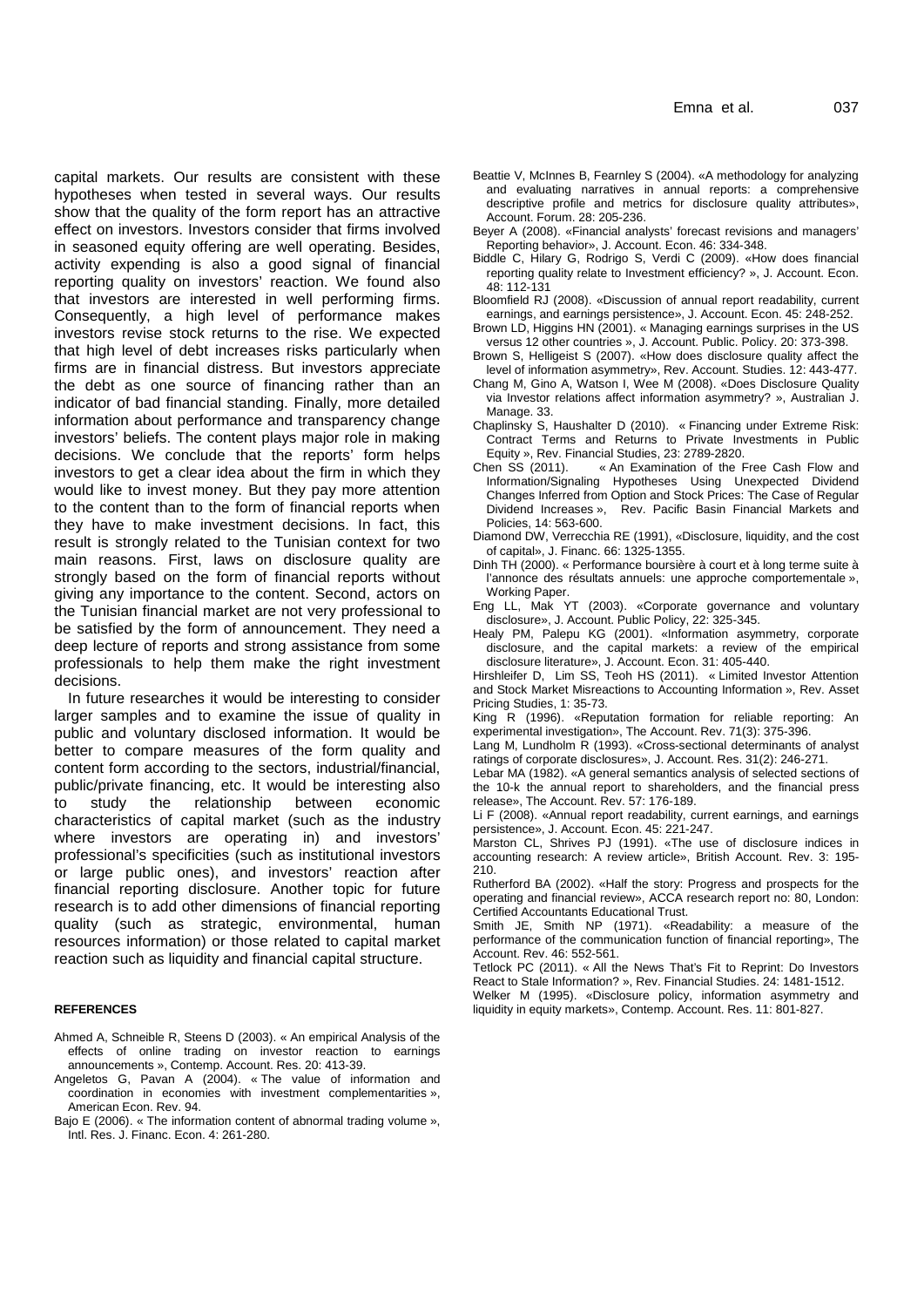capital markets. Our results are consistent with these hypotheses when tested in several ways. Our results show that the quality of the form report has an attractive effect on investors. Investors consider that firms involved in seasoned equity offering are well operating. Besides, activity expending is also a good signal of financial reporting quality on investors' reaction. We found also that investors are interested in well performing firms. Consequently, a high level of performance makes investors revise stock returns to the rise. We expected that high level of debt increases risks particularly when firms are in financial distress. But investors appreciate the debt as one source of financing rather than an indicator of bad financial standing. Finally, more detailed information about performance and transparency change investors' beliefs. The content plays major role in making decisions. We conclude that the reports' form helps investors to get a clear idea about the firm in which they would like to invest money. But they pay more attention to the content than to the form of financial reports when they have to make investment decisions. In fact, this result is strongly related to the Tunisian context for two main reasons. First, laws on disclosure quality are strongly based on the form of financial reports without giving any importance to the content. Second, actors on the Tunisian financial market are not very professional to be satisfied by the form of announcement. They need a deep lecture of reports and strong assistance from some professionals to help them make the right investment decisions.

In future researches it would be interesting to consider larger samples and to examine the issue of quality in public and voluntary disclosed information. It would be better to compare measures of the form quality and content form according to the sectors, industrial/financial, public/private financing, etc. It would be interesting also to study the relationship between economic characteristics of capital market (such as the industry where investors are operating in) and investors' professional's specificities (such as institutional investors or large public ones), and investors' reaction after financial reporting disclosure. Another topic for future research is to add other dimensions of financial reporting quality (such as strategic, environmental, human resources information) or those related to capital market reaction such as liquidity and financial capital structure.

## REFERENCES

Ahmed A, Schneible R, Steens D (2003). « An empirical Analysis of the effects of online trading on investor reaction to earnings announcements », Contemp. Account. Res. 20: 413-39.

Angeletos G, Pavan A (2004). « The value of information and coordination in economies with investment complementarities », American Econ. Rev. 94.

Bajo E (2006). « The information content of abnormal trading volume », Intl. Res. J. Financ. Econ. 4: 261-280.

Beattie V, McInnes B, Fearnley S (2004). «A methodology for analyzing and evaluating narratives in annual reports: a comprehensive descriptive profile and metrics for disclosure quality attributes», Account. Forum. 28: 205-236.

Beyer A (2008). «Financial analysts' forecast revisions and managers' Reporting behavior», J. Account. Econ. 46: 334-348.

Biddle C, Hilary G, Rodrigo S, Verdi C (2009). «How does financial reporting quality relate to Investment efficiency? », J. Account. Econ. 48: 112-131

Bloomfield RJ (2008). «Discussion of annual report readability, current earnings, and earnings persistence», J. Account. Econ. 45: 248-252.

Brown LD, Higgins HN (2001). « Managing earnings surprises in the US versus 12 other countries », J. Account. Public. Policy. 20: 373-398.

Brown S, Helligeist S (2007). «How does disclosure quality affect the level of information asymmetry», Rev. Account. Studies. 12: 443-477.

Chang M, Gino A, Watson I, Wee M (2008). «Does Disclosure Quality via Investor relations affect information asymmetry? », Australian J. Manage. 33.

Chaplinsky S, Haushalter D (2010). « Financing under Extreme Risk: Contract Terms and Returns to Private Investments in Public Equity », Rev. Financial Studies, 23: 2789-2820.

Chen SS (2011). « An Examination of the Free Cash Flow and Information/Signaling Hypotheses Using Unexpected Dividend Changes Inferred from Option and Stock Prices: The Case of Regular Dividend Increases », Rev. Pacific Basin Financial Markets and Policies, 14: 563-600.

Diamond DW, Verrecchia RE (1991), «Disclosure, liquidity, and the cost of capital», J. Financ. 66: 1325-1355.

Dinh TH (2000). « Performance boursière à court et à long terme suite à l'annonce des résultats annuels: une approche comportementale », Working Paper.

Eng LL, Mak YT (2003). «Corporate governance and voluntary disclosure», J. Account. Public Policy, 22: 325-345.

Healy PM, Palepu KG (2001). «Information asymmetry, corporate disclosure, and the capital markets: a review of the empirical disclosure literature», J. Account. Econ. 31: 405-440.

Hirshleifer D, Lim SS, Teoh HS (2011). « Limited Investor Attention and Stock Market Misreactions to Accounting Information », Rev. Asset Pricing Studies, 1: 35-73.

King R (1996). «Reputation formation for reliable reporting: An experimental investigation», The Account. Rev. 71(3): 375-396.

Lang M, Lundholm R (1993). «Cross-sectional determinants of analyst ratings of corporate disclosures», J. Account. Res. 31(2): 246-271.

Lebar MA (1982). «A general semantics analysis of selected sections of the 10-k the annual report to shareholders, and the financial press release», The Account. Rev. 57: 176-189.

Li F (2008). «Annual report readability, current earnings, and earnings persistence», J. Account. Econ. 45: 221-247.

Marston CL, Shrives PJ (1991). «The use of disclosure indices in accounting research: A review article», British Account. Rev. 3: 195-210.

Rutherford BA (2002). «Half the story: Progress and prospects for the operating and financial review», ACCA research report no: 80, London: Certified Accountants Educational Trust.

Smith JE, Smith NP (1971). «Readability: a measure of the performance of the communication function of financial reporting», The Account. Rev. 46: 552-561.

Tetlock PC (2011). « All the News That's Fit to Reprint: Do Investors React to Stale Information? », Rev. Financial Studies. 24: 1481-1512.

Welker M (1995). «Disclosure policy, information asymmetry and liquidity in equity markets», Contemp. Account. Res. 11: 801-827.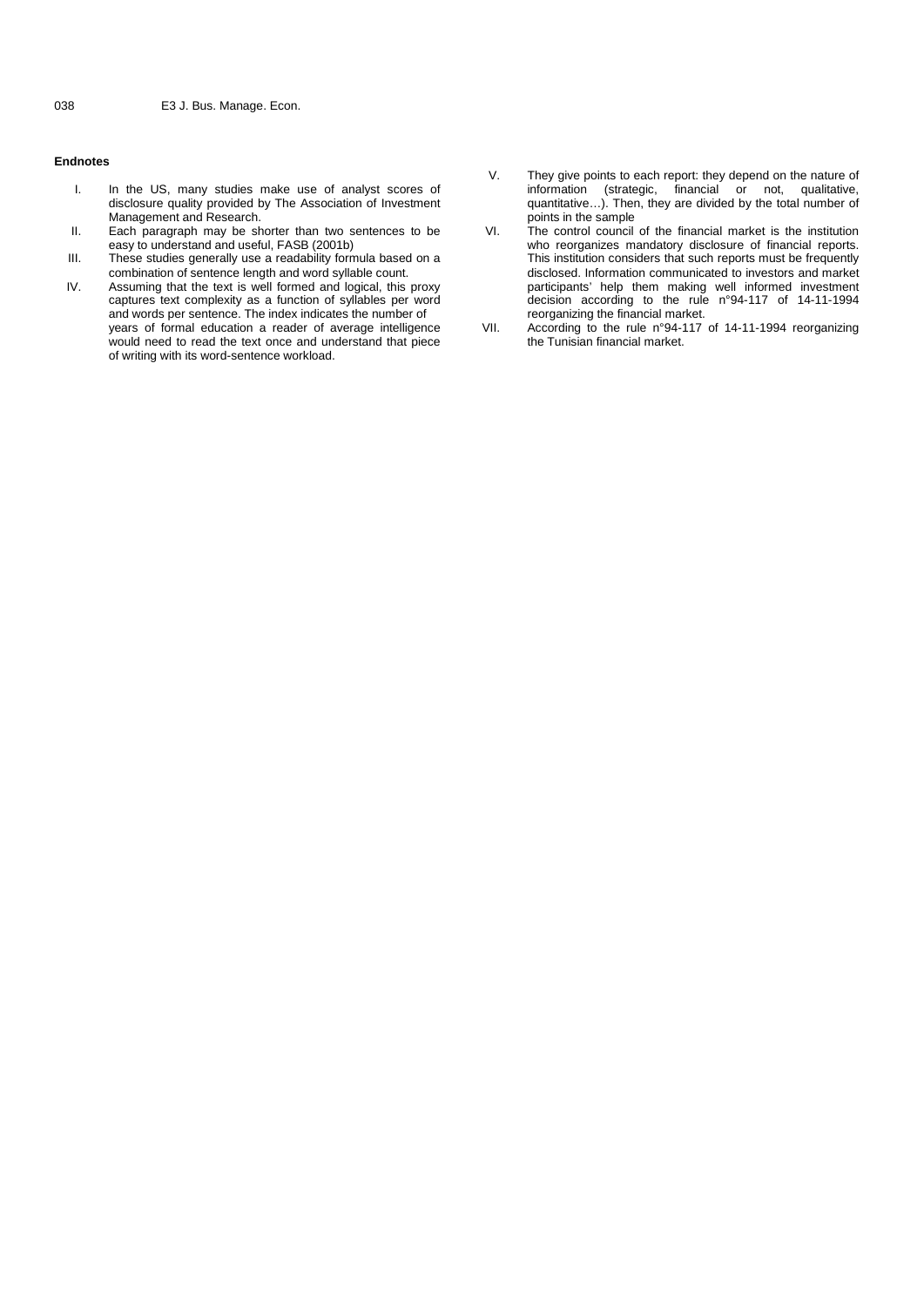### Endnotes

I. In the US, many studies make use of analyst scores of disclosure quality provided by The Association of Investment Management and Research.

II. Each paragraph may be shorter than two sentences to be easy to understand and useful, FASB (2001b)

III. These studies generally use a readability formula based on a combination of sentence length and word syllable count.

IV. Assuming that the text is well formed and logical, this proxy captures text complexity as a function of syllables per word and words per sentence. The index indicates the number of years of formal education a reader of average intelligence would need to read the text once and understand that piece of writing with its word-sentence workload.

V. They give points to each report: they depend on the nature of information (strategic, financial or not, qualitative, quantitative…). Then, they are divided by the total number of points in the sample

VI. The control council of the financial market is the institution who reorganizes mandatory disclosure of financial reports. This institution considers that such reports must be frequently disclosed. Information communicated to investors and market participants' help them making well informed investment decision according to the rule n°94-117 of 14-11-1994 reorganizing the financial market.

VII. According to the rule n°94-117 of 14-11-1994 reorganizing the Tunisian financial market.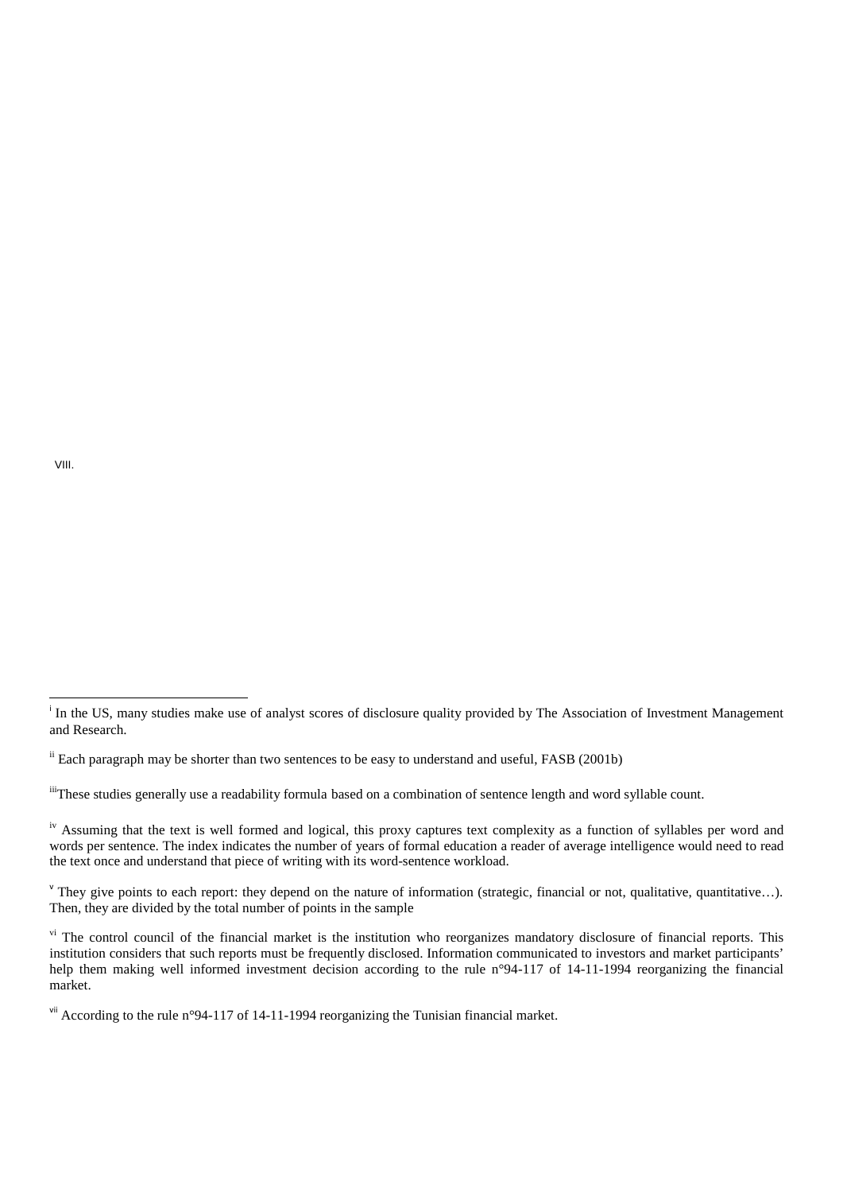VIII.

---

[i] In the US, many studies make use of analyst scores of disclosure quality provided by The Association of Investment Management and Research.

[ii] Each paragraph may be shorter than two sentences to be easy to understand and useful, FASB (2001b)

[iii] These studies generally use a readability formula based on a combination of sentence length and word syllable count.

[iv] Assuming that the text is well formed and logical, this proxy captures text complexity as a function of syllables per word and words per sentence. The index indicates the number of years of formal education a reader of average intelligence would need to read the text once and understand that piece of writing with its word-sentence workload.

[v] They give points to each report: they depend on the nature of information (strategic, financial or not, qualitative, quantitative…). Then, they are divided by the total number of points in the sample

[vi] The control council of the financial market is the institution who reorganizes mandatory disclosure of financial reports. This institution considers that such reports must be frequently disclosed. Information communicated to investors and market participants' help them making well informed investment decision according to the rule n°94-117 of 14-11-1994 reorganizing the financial market.

[vii] According to the rule n°94-117 of 14-11-1994 reorganizing the Tunisian financial market.